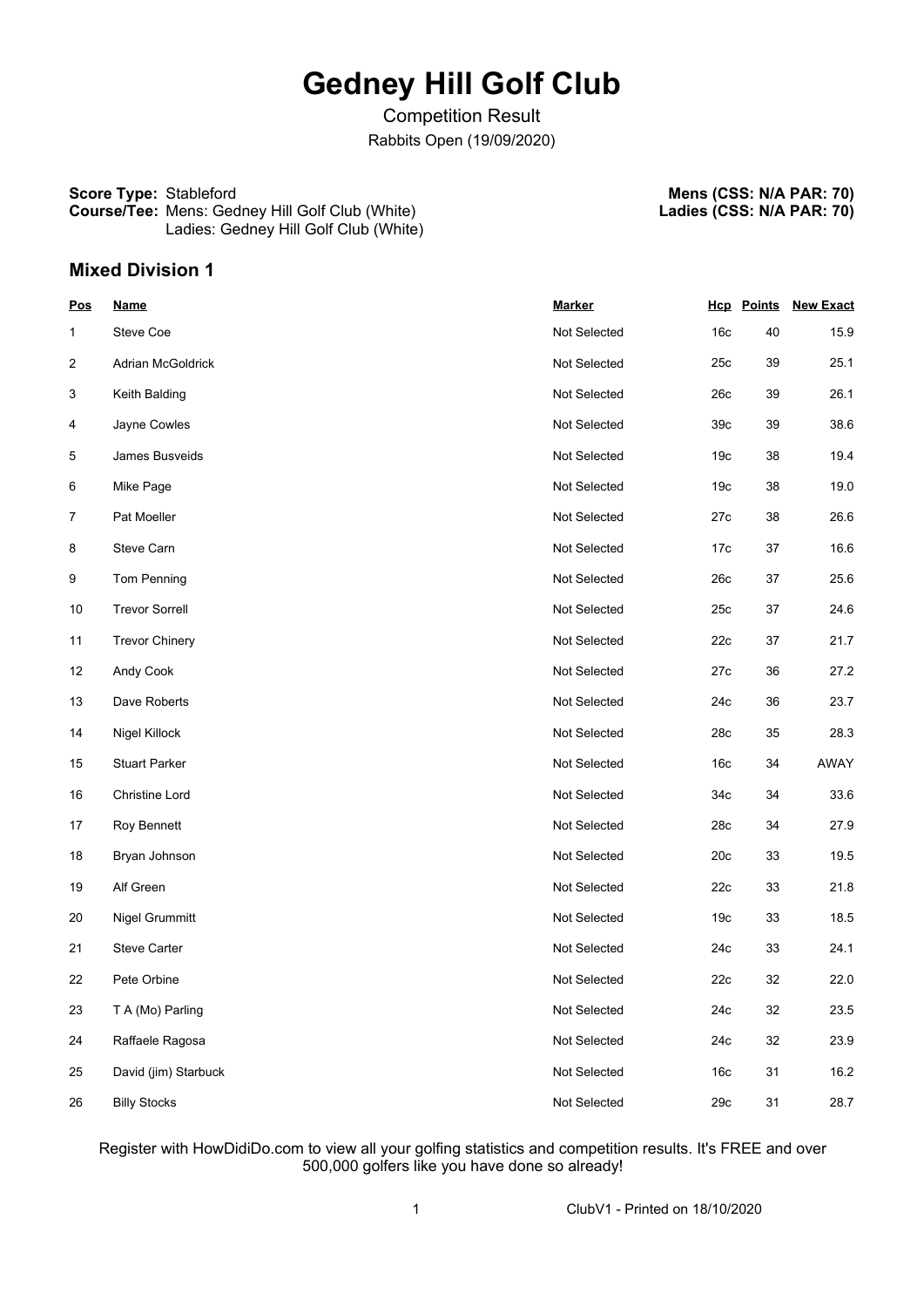# Gedney Hill Golf Club

Competition Result

Rabbits Open (19/09/2020)

**Score Type:** Stableford
**Course/Tee:** Mens: Gedney Hill Golf Club (White)
Ladies: Gedney Hill Golf Club (White)

**Mens (CSS: N/A PAR: 70)**
**Ladies (CSS: N/A PAR: 70)**

## Mixed Division 1

| Pos | Name | Marker | Hcp | Points | New Exact |
|---|---|---|---|---|---|
| 1 | Steve Coe | Not Selected | 16c | 40 | 15.9 |
| 2 | Adrian McGoldrick | Not Selected | 25c | 39 | 25.1 |
| 3 | Keith Balding | Not Selected | 26c | 39 | 26.1 |
| 4 | Jayne Cowles | Not Selected | 39c | 39 | 38.6 |
| 5 | James Busveids | Not Selected | 19c | 38 | 19.4 |
| 6 | Mike Page | Not Selected | 19c | 38 | 19.0 |
| 7 | Pat Moeller | Not Selected | 27c | 38 | 26.6 |
| 8 | Steve Carn | Not Selected | 17c | 37 | 16.6 |
| 9 | Tom Penning | Not Selected | 26c | 37 | 25.6 |
| 10 | Trevor Sorrell | Not Selected | 25c | 37 | 24.6 |
| 11 | Trevor Chinery | Not Selected | 22c | 37 | 21.7 |
| 12 | Andy Cook | Not Selected | 27c | 36 | 27.2 |
| 13 | Dave Roberts | Not Selected | 24c | 36 | 23.7 |
| 14 | Nigel Killock | Not Selected | 28c | 35 | 28.3 |
| 15 | Stuart Parker | Not Selected | 16c | 34 | AWAY |
| 16 | Christine Lord | Not Selected | 34c | 34 | 33.6 |
| 17 | Roy Bennett | Not Selected | 28c | 34 | 27.9 |
| 18 | Bryan Johnson | Not Selected | 20c | 33 | 19.5 |
| 19 | Alf Green | Not Selected | 22c | 33 | 21.8 |
| 20 | Nigel Grummitt | Not Selected | 19c | 33 | 18.5 |
| 21 | Steve Carter | Not Selected | 24c | 33 | 24.1 |
| 22 | Pete Orbine | Not Selected | 22c | 32 | 22.0 |
| 23 | T A (Mo) Parling | Not Selected | 24c | 32 | 23.5 |
| 24 | Raffaele Ragosa | Not Selected | 24c | 32 | 23.9 |
| 25 | David (jim) Starbuck | Not Selected | 16c | 31 | 16.2 |
| 26 | Billy Stocks | Not Selected | 29c | 31 | 28.7 |

Register with HowDidiDo.com to view all your golfing statistics and competition results. It's FREE and over 500,000 golfers like you have done so already!

ClubV1 - Printed on 18/10/2020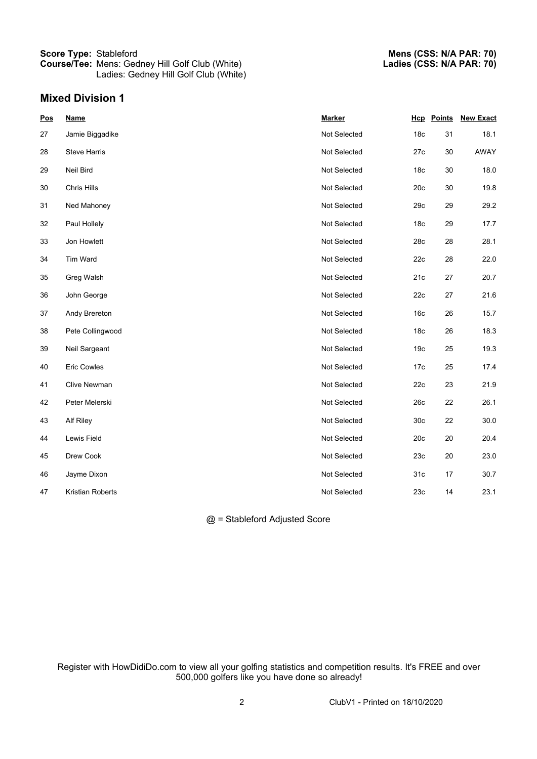**Score Type:** Stableford
**Course/Tee:** Mens: Gedney Hill Golf Club (White)
Ladies: Gedney Hill Golf Club (White)

**Mens (CSS: N/A PAR: 70)**
**Ladies (CSS: N/A PAR: 70)**

## Mixed Division 1

| Pos | Name | Marker | Hcp | Points | New Exact |
|---|---|---|---|---|---|
| 27 | Jamie Biggadike | Not Selected | 18c | 31 | 18.1 |
| 28 | Steve Harris | Not Selected | 27c | 30 | AWAY |
| 29 | Neil Bird | Not Selected | 18c | 30 | 18.0 |
| 30 | Chris Hills | Not Selected | 20c | 30 | 19.8 |
| 31 | Ned Mahoney | Not Selected | 29c | 29 | 29.2 |
| 32 | Paul Hollely | Not Selected | 18c | 29 | 17.7 |
| 33 | Jon Howlett | Not Selected | 28c | 28 | 28.1 |
| 34 | Tim Ward | Not Selected | 22c | 28 | 22.0 |
| 35 | Greg Walsh | Not Selected | 21c | 27 | 20.7 |
| 36 | John George | Not Selected | 22c | 27 | 21.6 |
| 37 | Andy Brereton | Not Selected | 16c | 26 | 15.7 |
| 38 | Pete Collingwood | Not Selected | 18c | 26 | 18.3 |
| 39 | Neil Sargeant | Not Selected | 19c | 25 | 19.3 |
| 40 | Eric Cowles | Not Selected | 17c | 25 | 17.4 |
| 41 | Clive Newman | Not Selected | 22c | 23 | 21.9 |
| 42 | Peter Melerski | Not Selected | 26c | 22 | 26.1 |
| 43 | Alf Riley | Not Selected | 30c | 22 | 30.0 |
| 44 | Lewis Field | Not Selected | 20c | 20 | 20.4 |
| 45 | Drew Cook | Not Selected | 23c | 20 | 23.0 |
| 46 | Jayme Dixon | Not Selected | 31c | 17 | 30.7 |
| 47 | Kristian Roberts | Not Selected | 23c | 14 | 23.1 |

@ = Stableford Adjusted Score

Register with HowDidiDo.com to view all your golfing statistics and competition results. It's FREE and over 500,000 golfers like you have done so already!

ClubV1 - Printed on 18/10/2020